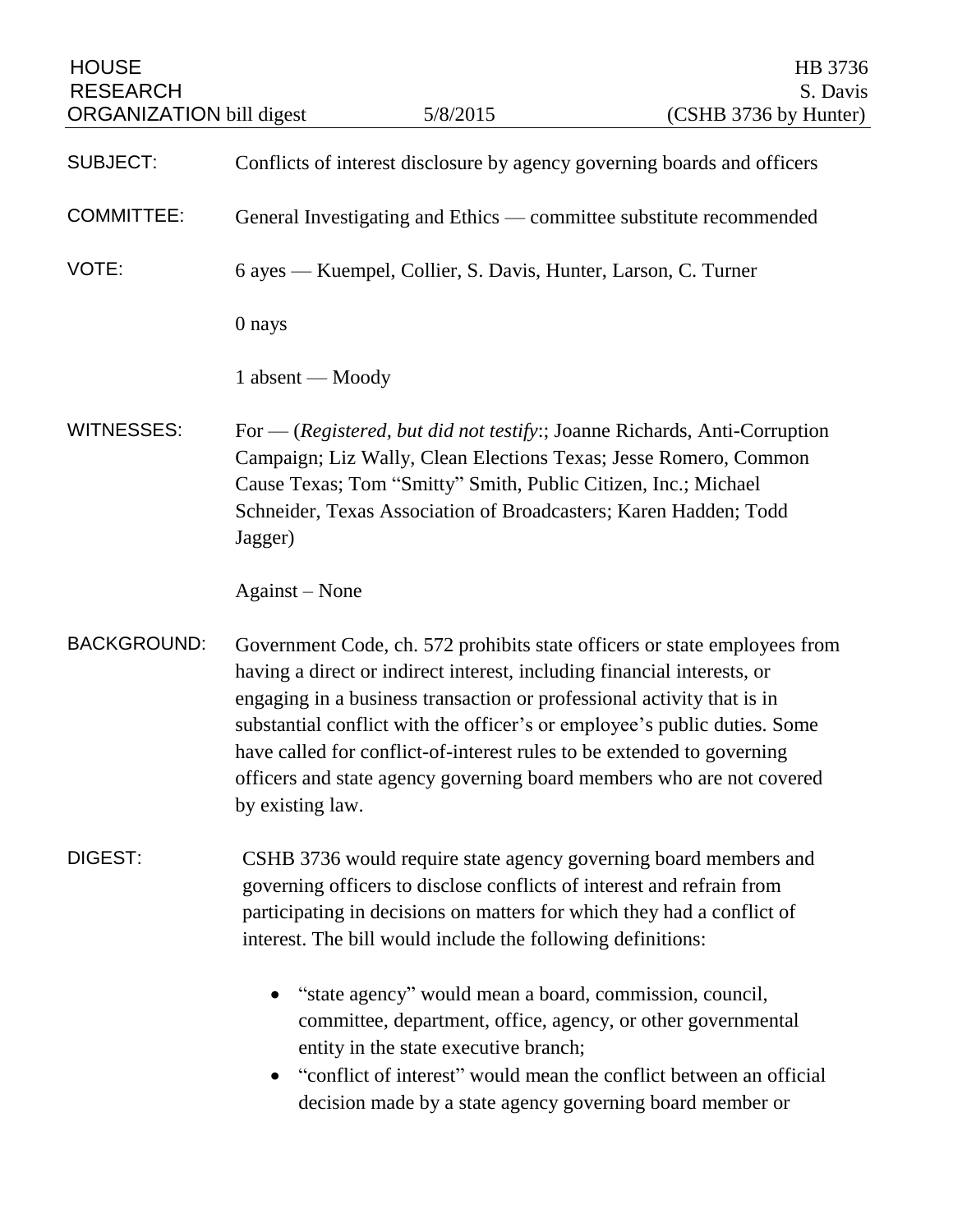HOUSE RESEARCH ORGANIZATION bill digest | 5/8/2015 | HB 3736 S. Davis (CSHB 3736 by Hunter)

| | |
|---|---|
| SUBJECT: | Conflicts of interest disclosure by agency governing boards and officers |
| COMMITTEE: | General Investigating and Ethics — committee substitute recommended |
| VOTE: | 6 ayes — Kuempel, Collier, S. Davis, Hunter, Larson, C. Turner<br><br>0 nays<br><br>1 absent — Moody |
| WITNESSES: | For — (*Registered, but did not testify*:; Joanne Richards, Anti-Corruption Campaign; Liz Wally, Clean Elections Texas; Jesse Romero, Common Cause Texas; Tom "Smitty" Smith, Public Citizen, Inc.; Michael Schneider, Texas Association of Broadcasters; Karen Hadden; Todd Jagger)<br><br>Against – None |
| BACKGROUND: | Government Code, ch. 572 prohibits state officers or state employees from having a direct or indirect interest, including financial interests, or engaging in a business transaction or professional activity that is in substantial conflict with the officer's or employee's public duties. Some have called for conflict-of-interest rules to be extended to governing officers and state agency governing board members who are not covered by existing law. |

DIGEST: CSHB 3736 would require state agency governing board members and governing officers to disclose conflicts of interest and refrain from participating in decisions on matters for which they had a conflict of interest. The bill would include the following definitions:

- "state agency" would mean a board, commission, council, committee, department, office, agency, or other governmental entity in the state executive branch;
- "conflict of interest" would mean the conflict between an official decision made by a state agency governing board member or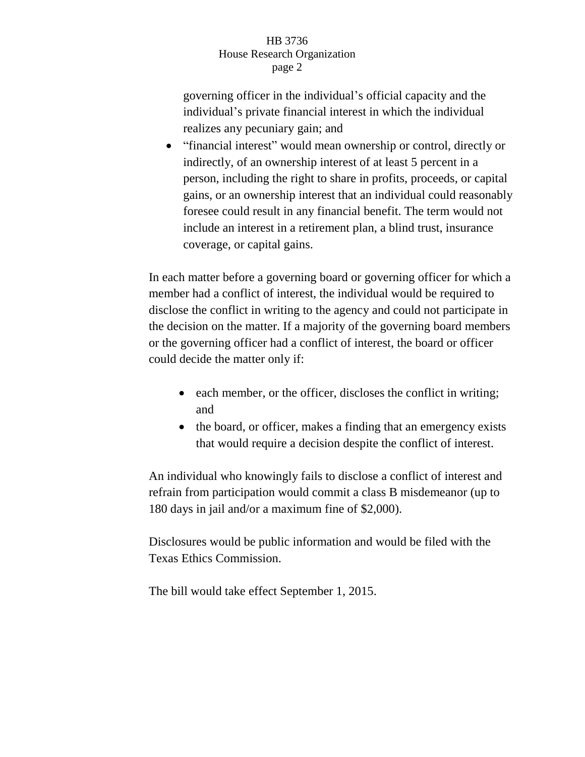governing officer in the individual's official capacity and the individual's private financial interest in which the individual realizes any pecuniary gain; and

- "financial interest" would mean ownership or control, directly or indirectly, of an ownership interest of at least 5 percent in a person, including the right to share in profits, proceeds, or capital gains, or an ownership interest that an individual could reasonably foresee could result in any financial benefit. The term would not include an interest in a retirement plan, a blind trust, insurance coverage, or capital gains.

In each matter before a governing board or governing officer for which a member had a conflict of interest, the individual would be required to disclose the conflict in writing to the agency and could not participate in the decision on the matter. If a majority of the governing board members or the governing officer had a conflict of interest, the board or officer could decide the matter only if:

- each member, or the officer, discloses the conflict in writing; and
- the board, or officer, makes a finding that an emergency exists that would require a decision despite the conflict of interest.

An individual who knowingly fails to disclose a conflict of interest and refrain from participation would commit a class B misdemeanor (up to 180 days in jail and/or a maximum fine of $2,000).

Disclosures would be public information and would be filed with the Texas Ethics Commission.

The bill would take effect September 1, 2015.